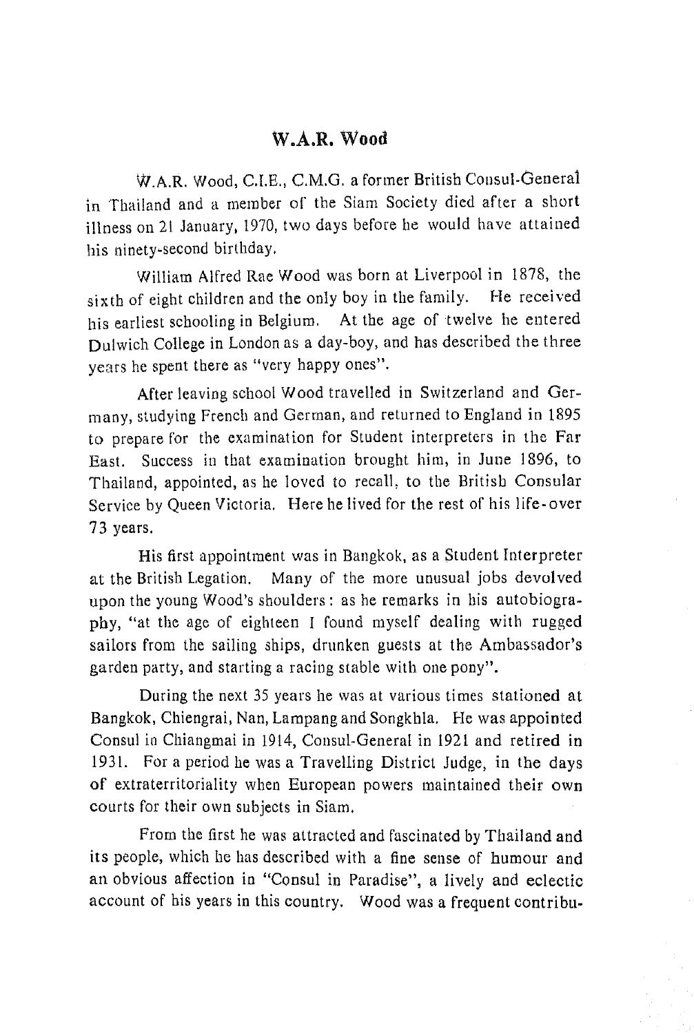# W.A.R. Wood

W.A.R. Wood, C.I.E., C.M.G. a former British Consul-General in Thailand and a member of the Siam Society died after a short illness on 21 January, 1970, two days before he would have attained his ninety-second birthday.

William Alfred Rae Wood was born at Liverpool in 1878, the sixth of eight children and the only boy in the family. He received his earliest schooling in Belgium. At the age of twelve he entered Dulwich College in London as a day-boy, and has described the three years he spent there as "very happy ones".

After leaving school Wood travelled in Switzerland and Germany, studying French and German, and returned to England in 1895 to prepare for the examination for Student interpreters in the Far East. Success in that examination brought him, in June 1896, to Thailand, appointed, as he loved to recall, to the British Consular Service by Queen Victoria. Here he lived for the rest of his life-over 73 years.

His first appointment was in Bangkok, as a Student Interpreter at the British Legation. Many of the more unusual jobs devolved upon the young Wood's shoulders: as he remarks in his autobiography, "at the age of eighteen I found myself dealing with rugged sailors from the sailing ships, drunken guests at the Ambassador's garden party, and starting a racing stable with one pony".

During the next 35 years he was at various times stationed at Bangkok, Chiengrai, Nan, Lampang and Songkhla. He was appointed Consul in Chiangmai in 1914, Consul-General in 1921 and retired in 1931. For a period he was a Travelling District Judge, in the days of extraterritoriality when European powers maintained their own courts for their own subjects in Siam.

From the first he was attracted and fascinated by Thailand and its people, which he has described with a fine sense of humour and an obvious affection in "Consul in Paradise", a lively and eclectic account of his years in this country. Wood was a frequent contribu-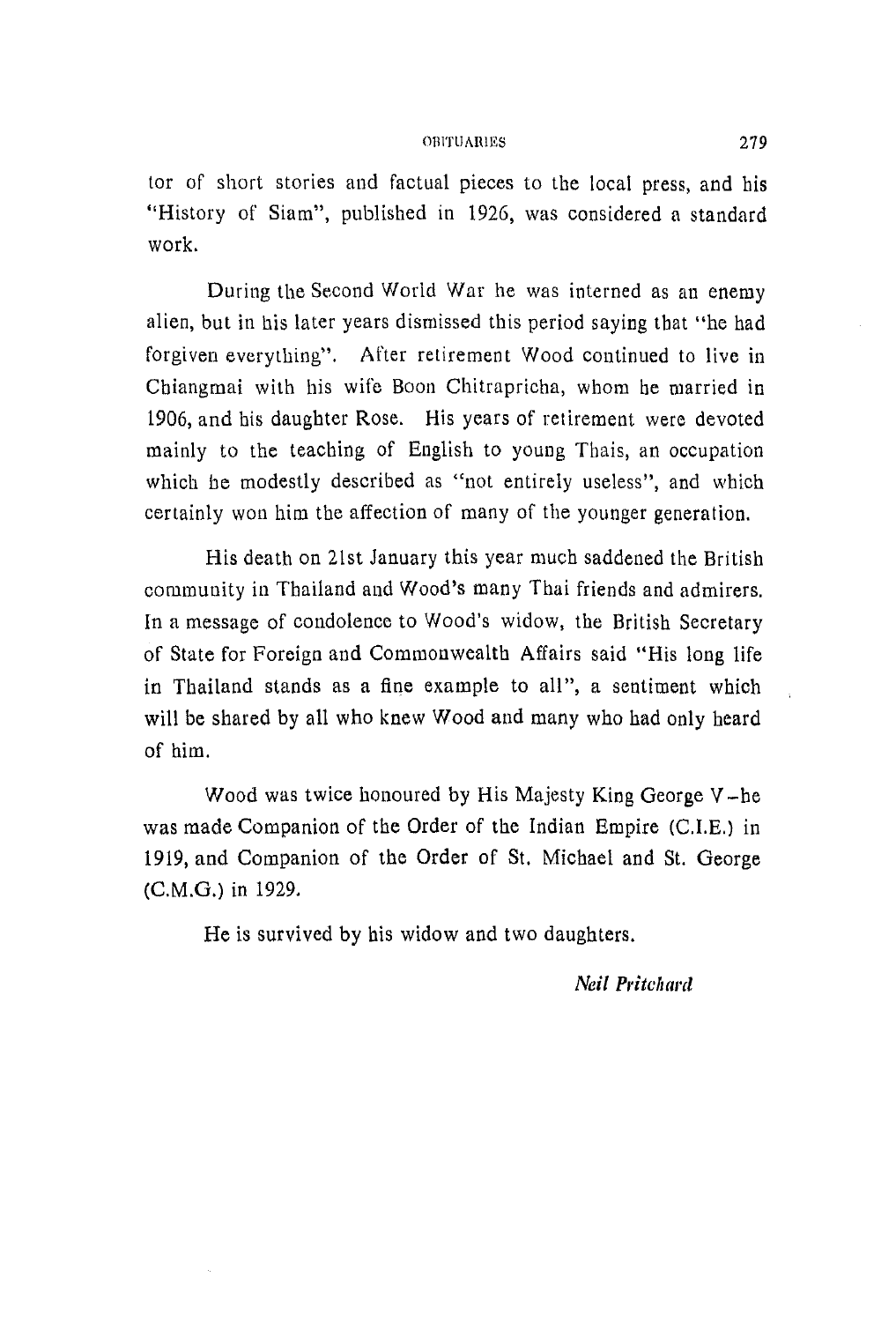tor of short stories and factual pieces to the local press, and his "History of Siam", published in 1926, was considered a standard work.

During the Second World War he was interned as an enemy alien, but in his later years dismissed this period saying that "he had forgiven everything". After retirement Wood continued to live in Chiangmai with his wife Boon Chitrapricha, whom he married in 1906, and his daughter Rose. His years of retirement were devoted mainly to the teaching of English to young Thais, an occupation which he modestly described as "not entirely useless", and which certainly won him the affection of many of the younger generation.

His death on 21st January this year much saddened the British community in Thailand and Wood's many Thai friends and admirers. In a message of condolence to Wood's widow, the British Secretary of State for Foreign and Commonwealth Affairs said "His long life in Thailand stands as a fine example to all", a sentiment which will be shared by all who knew Wood and many who had only heard of him.

Wood was twice honoured by His Majesty King George V–he was made Companion of the Order of the Indian Empire (C.I.E.) in 1919, and Companion of the Order of St. Michael and St. George (C.M.G.) in 1929.

He is survived by his widow and two daughters.

*Neil Pritchard*